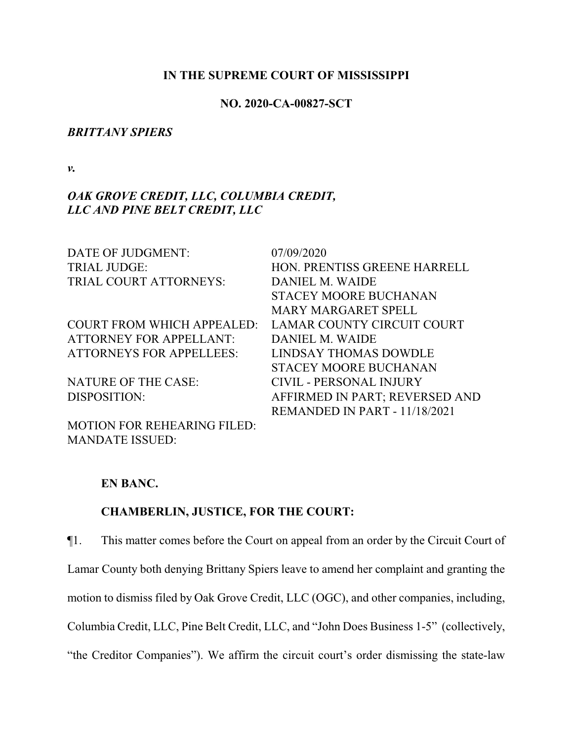**IN THE SUPREME COURT OF MISSISSIPPI**

**NO. 2020-CA-00827-SCT**

***BRITTANY SPIERS***

***v.***

***OAK GROVE CREDIT, LLC, COLUMBIA CREDIT, LLC AND PINE BELT CREDIT, LLC***

| | |
|---|---|
| DATE OF JUDGMENT: | 07/09/2020 |
| TRIAL JUDGE: | HON. PRENTISS GREENE HARRELL |
| TRIAL COURT ATTORNEYS: | DANIEL M. WAIDE<br>STACEY MOORE BUCHANAN<br>MARY MARGARET SPELL |
| COURT FROM WHICH APPEALED: | LAMAR COUNTY CIRCUIT COURT |
| ATTORNEY FOR APPELLANT: | DANIEL M. WAIDE |
| ATTORNEYS FOR APPELLEES: | LINDSAY THOMAS DOWDLE<br>STACEY MOORE BUCHANAN |
| NATURE OF THE CASE: | CIVIL - PERSONAL INJURY |
| DISPOSITION: | AFFIRMED IN PART; REVERSED AND REMANDED IN PART - 11/18/2021 |
| MOTION FOR REHEARING FILED: | |
| MANDATE ISSUED: | |

**EN BANC.**

**CHAMBERLIN, JUSTICE, FOR THE COURT:**

¶1. This matter comes before the Court on appeal from an order by the Circuit Court of Lamar County both denying Brittany Spiers leave to amend her complaint and granting the motion to dismiss filed by Oak Grove Credit, LLC (OGC), and other companies, including, Columbia Credit, LLC, Pine Belt Credit, LLC, and "John Does Business 1-5" (collectively, "the Creditor Companies"). We affirm the circuit court's order dismissing the state-law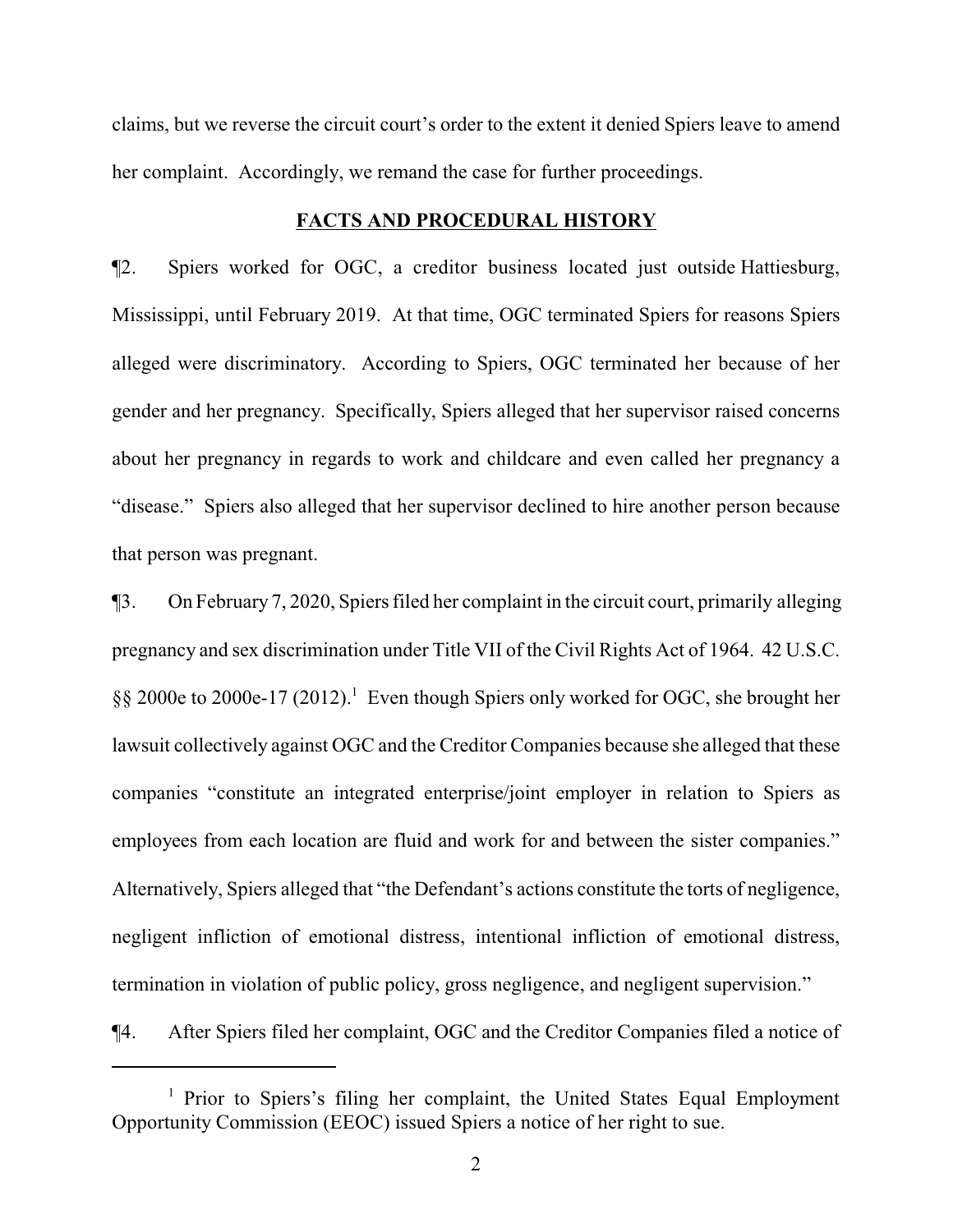claims, but we reverse the circuit court's order to the extent it denied Spiers leave to amend her complaint. Accordingly, we remand the case for further proceedings.

## FACTS AND PROCEDURAL HISTORY

¶2. Spiers worked for OGC, a creditor business located just outside Hattiesburg, Mississippi, until February 2019. At that time, OGC terminated Spiers for reasons Spiers alleged were discriminatory. According to Spiers, OGC terminated her because of her gender and her pregnancy. Specifically, Spiers alleged that her supervisor raised concerns about her pregnancy in regards to work and childcare and even called her pregnancy a "disease." Spiers also alleged that her supervisor declined to hire another person because that person was pregnant.

¶3. On February 7, 2020, Spiers filed her complaint in the circuit court, primarily alleging pregnancy and sex discrimination under Title VII of the Civil Rights Act of 1964. 42 U.S.C. §§ 2000e to 2000e-17 (2012).[1] Even though Spiers only worked for OGC, she brought her lawsuit collectively against OGC and the Creditor Companies because she alleged that these companies "constitute an integrated enterprise/joint employer in relation to Spiers as employees from each location are fluid and work for and between the sister companies." Alternatively, Spiers alleged that "the Defendant's actions constitute the torts of negligence, negligent infliction of emotional distress, intentional infliction of emotional distress, termination in violation of public policy, gross negligence, and negligent supervision."

¶4. After Spiers filed her complaint, OGC and the Creditor Companies filed a notice of

[1] Prior to Spiers's filing her complaint, the United States Equal Employment Opportunity Commission (EEOC) issued Spiers a notice of her right to sue.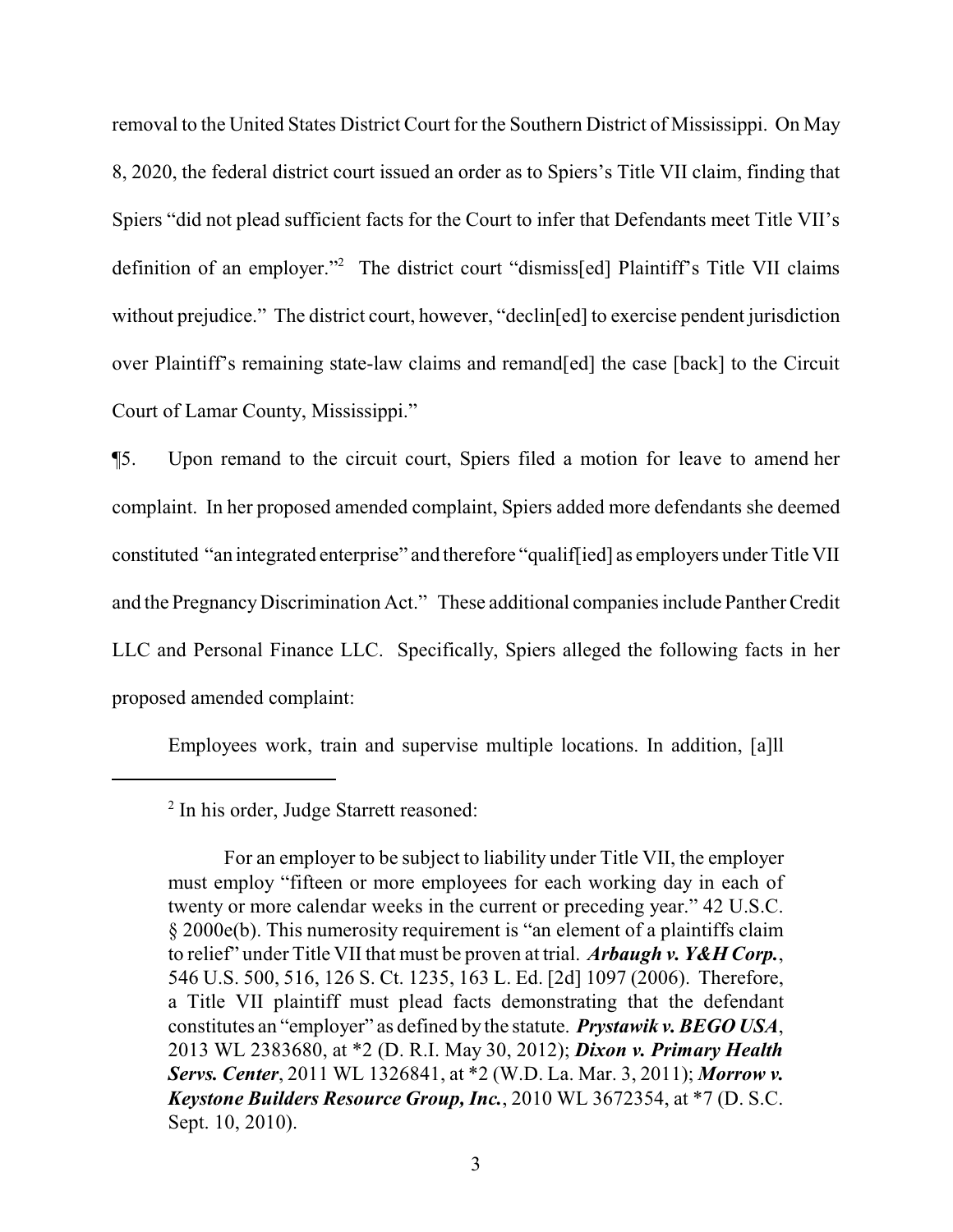removal to the United States District Court for the Southern District of Mississippi. On May 8, 2020, the federal district court issued an order as to Spiers's Title VII claim, finding that Spiers "did not plead sufficient facts for the Court to infer that Defendants meet Title VII's definition of an employer."[2] The district court "dismiss[ed] Plaintiff's Title VII claims without prejudice." The district court, however, "declin[ed] to exercise pendent jurisdiction over Plaintiff's remaining state-law claims and remand[ed] the case [back] to the Circuit Court of Lamar County, Mississippi."

¶5. Upon remand to the circuit court, Spiers filed a motion for leave to amend her complaint. In her proposed amended complaint, Spiers added more defendants she deemed constituted "an integrated enterprise" and therefore "qualif[ied] as employers under Title VII and the Pregnancy Discrimination Act." These additional companies include Panther Credit LLC and Personal Finance LLC. Specifically, Spiers alleged the following facts in her proposed amended complaint:

> Employees work, train and supervise multiple locations. In addition, [a]ll

---

[2] In his order, Judge Starrett reasoned:

> For an employer to be subject to liability under Title VII, the employer must employ "fifteen or more employees for each working day in each of twenty or more calendar weeks in the current or preceding year." 42 U.S.C. § 2000e(b). This numerosity requirement is "an element of a plaintiffs claim to relief" under Title VII that must be proven at trial. ***Arbaugh v. Y&H Corp.***, 546 U.S. 500, 516, 126 S. Ct. 1235, 163 L. Ed. [2d] 1097 (2006). Therefore, a Title VII plaintiff must plead facts demonstrating that the defendant constitutes an "employer" as defined by the statute. ***Prystawik v. BEGO USA***, 2013 WL 2383680, at *2 (D. R.I. May 30, 2012); ***Dixon v. Primary Health Servs. Center***, 2011 WL 1326841, at *2 (W.D. La. Mar. 3, 2011); ***Morrow v. Keystone Builders Resource Group, Inc.***, 2010 WL 3672354, at *7 (D. S.C. Sept. 10, 2010).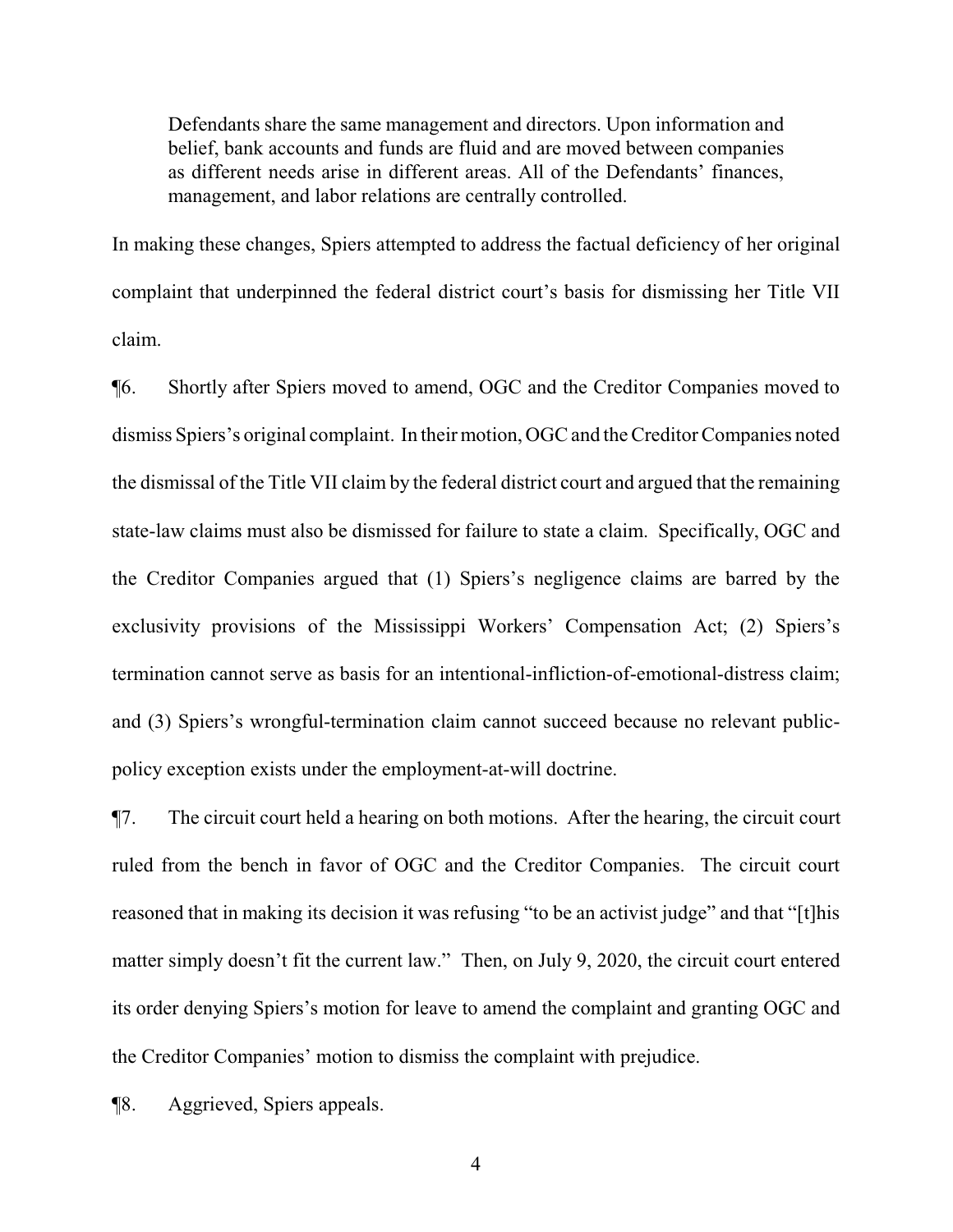> Defendants share the same management and directors. Upon information and belief, bank accounts and funds are fluid and are moved between companies as different needs arise in different areas. All of the Defendants' finances, management, and labor relations are centrally controlled.

In making these changes, Spiers attempted to address the factual deficiency of her original complaint that underpinned the federal district court's basis for dismissing her Title VII claim.

¶6. Shortly after Spiers moved to amend, OGC and the Creditor Companies moved to dismiss Spiers's original complaint. In their motion, OGC and the Creditor Companies noted the dismissal of the Title VII claim by the federal district court and argued that the remaining state-law claims must also be dismissed for failure to state a claim. Specifically, OGC and the Creditor Companies argued that (1) Spiers's negligence claims are barred by the exclusivity provisions of the Mississippi Workers' Compensation Act; (2) Spiers's termination cannot serve as basis for an intentional-infliction-of-emotional-distress claim; and (3) Spiers's wrongful-termination claim cannot succeed because no relevant public-policy exception exists under the employment-at-will doctrine.

¶7. The circuit court held a hearing on both motions. After the hearing, the circuit court ruled from the bench in favor of OGC and the Creditor Companies. The circuit court reasoned that in making its decision it was refusing "to be an activist judge" and that "[t]his matter simply doesn't fit the current law." Then, on July 9, 2020, the circuit court entered its order denying Spiers's motion for leave to amend the complaint and granting OGC and the Creditor Companies' motion to dismiss the complaint with prejudice.

¶8. Aggrieved, Spiers appeals.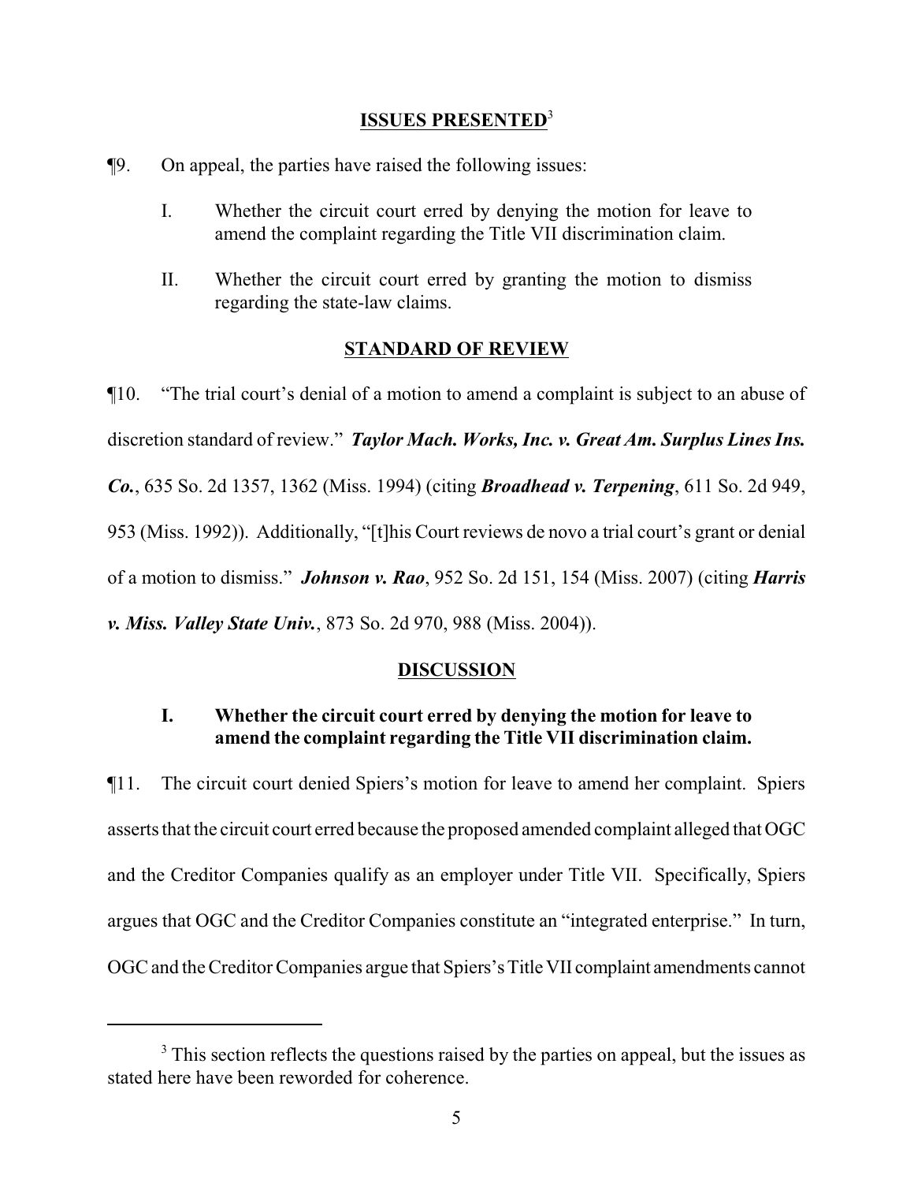## ISSUES PRESENTED[3]

¶9. On appeal, the parties have raised the following issues:

I. Whether the circuit court erred by denying the motion for leave to amend the complaint regarding the Title VII discrimination claim.

II. Whether the circuit court erred by granting the motion to dismiss regarding the state-law claims.

## STANDARD OF REVIEW

¶10. "The trial court's denial of a motion to amend a complaint is subject to an abuse of discretion standard of review." ***Taylor Mach. Works, Inc. v. Great Am. Surplus Lines Ins. Co.***, 635 So. 2d 1357, 1362 (Miss. 1994) (citing ***Broadhead v. Terpening***, 611 So. 2d 949, 953 (Miss. 1992)). Additionally, "[t]his Court reviews de novo a trial court's grant or denial of a motion to dismiss." ***Johnson v. Rao***, 952 So. 2d 151, 154 (Miss. 2007) (citing ***Harris v. Miss. Valley State Univ.***, 873 So. 2d 970, 988 (Miss. 2004)).

## DISCUSSION

### I. Whether the circuit court erred by denying the motion for leave to amend the complaint regarding the Title VII discrimination claim.

¶11. The circuit court denied Spiers's motion for leave to amend her complaint. Spiers asserts that the circuit court erred because the proposed amended complaint alleged that OGC and the Creditor Companies qualify as an employer under Title VII. Specifically, Spiers argues that OGC and the Creditor Companies constitute an "integrated enterprise." In turn, OGC and the Creditor Companies argue that Spiers's Title VII complaint amendments cannot

[3] This section reflects the questions raised by the parties on appeal, but the issues as stated here have been reworded for coherence.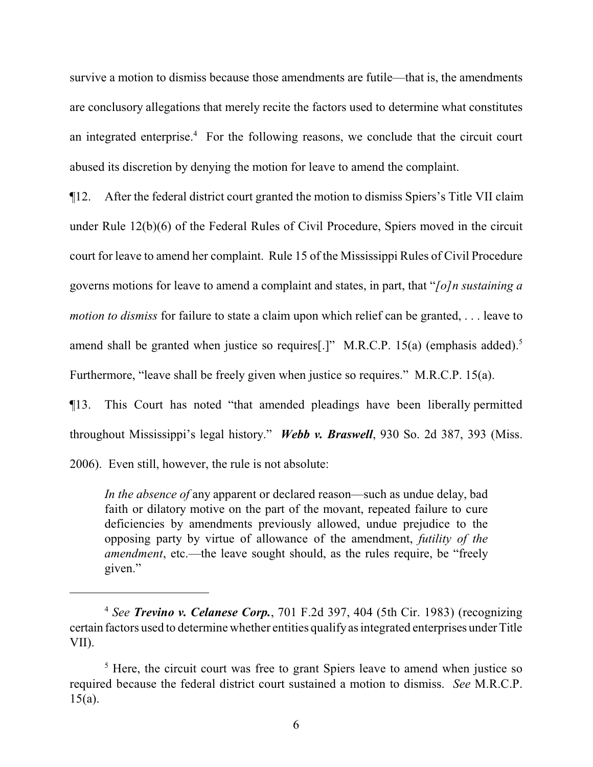survive a motion to dismiss because those amendments are futile—that is, the amendments are conclusory allegations that merely recite the factors used to determine what constitutes an integrated enterprise.[4] For the following reasons, we conclude that the circuit court abused its discretion by denying the motion for leave to amend the complaint.

¶12. After the federal district court granted the motion to dismiss Spiers's Title VII claim under Rule 12(b)(6) of the Federal Rules of Civil Procedure, Spiers moved in the circuit court for leave to amend her complaint. Rule 15 of the Mississippi Rules of Civil Procedure governs motions for leave to amend a complaint and states, in part, that "*[o]n sustaining a motion to dismiss* for failure to state a claim upon which relief can be granted, . . . leave to amend shall be granted when justice so requires[.]" M.R.C.P. 15(a) (emphasis added).[5] Furthermore, "leave shall be freely given when justice so requires." M.R.C.P. 15(a).

¶13. This Court has noted "that amended pleadings have been liberally permitted throughout Mississippi's legal history." ***Webb v. Braswell***, 930 So. 2d 387, 393 (Miss. 2006). Even still, however, the rule is not absolute:

> *In the absence of* any apparent or declared reason—such as undue delay, bad faith or dilatory motive on the part of the movant, repeated failure to cure deficiencies by amendments previously allowed, undue prejudice to the opposing party by virtue of allowance of the amendment, *futility of the amendment*, etc.—the leave sought should, as the rules require, be "freely given."

---

[4] *See* ***Trevino v. Celanese Corp.***, 701 F.2d 397, 404 (5th Cir. 1983) (recognizing certain factors used to determine whether entities qualify as integrated enterprises under Title VII).

[5] Here, the circuit court was free to grant Spiers leave to amend when justice so required because the federal district court sustained a motion to dismiss. *See* M.R.C.P. 15(a).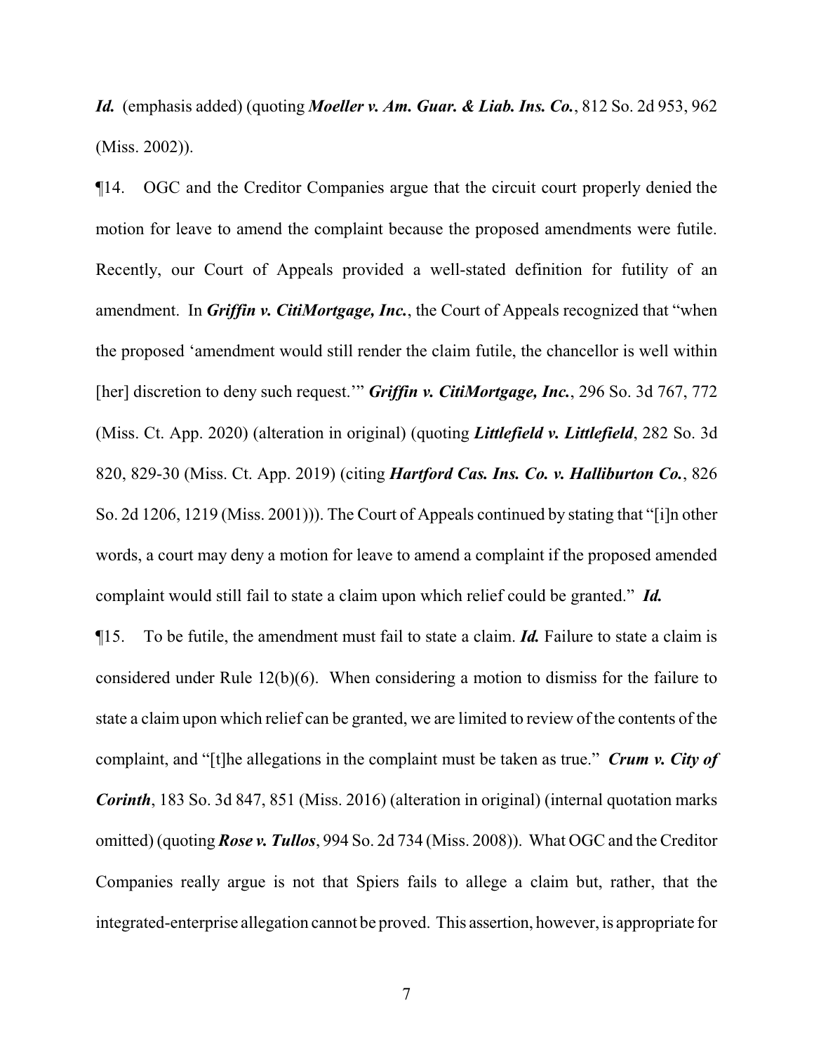***Id.*** (emphasis added) (quoting ***Moeller v. Am. Guar. & Liab. Ins. Co.***, 812 So. 2d 953, 962 (Miss. 2002)).

¶14. OGC and the Creditor Companies argue that the circuit court properly denied the motion for leave to amend the complaint because the proposed amendments were futile. Recently, our Court of Appeals provided a well-stated definition for futility of an amendment. In ***Griffin v. CitiMortgage, Inc.***, the Court of Appeals recognized that "when the proposed 'amendment would still render the claim futile, the chancellor is well within [her] discretion to deny such request.'" ***Griffin v. CitiMortgage, Inc.***, 296 So. 3d 767, 772 (Miss. Ct. App. 2020) (alteration in original) (quoting ***Littlefield v. Littlefield***, 282 So. 3d 820, 829-30 (Miss. Ct. App. 2019) (citing ***Hartford Cas. Ins. Co. v. Halliburton Co.***, 826 So. 2d 1206, 1219 (Miss. 2001))). The Court of Appeals continued by stating that "[i]n other words, a court may deny a motion for leave to amend a complaint if the proposed amended complaint would still fail to state a claim upon which relief could be granted." ***Id.***

¶15. To be futile, the amendment must fail to state a claim. ***Id.*** Failure to state a claim is considered under Rule 12(b)(6). When considering a motion to dismiss for the failure to state a claim upon which relief can be granted, we are limited to review of the contents of the complaint, and "[t]he allegations in the complaint must be taken as true." ***Crum v. City of Corinth***, 183 So. 3d 847, 851 (Miss. 2016) (alteration in original) (internal quotation marks omitted) (quoting ***Rose v. Tullos***, 994 So. 2d 734 (Miss. 2008)). What OGC and the Creditor Companies really argue is not that Spiers fails to allege a claim but, rather, that the integrated-enterprise allegation cannot be proved. This assertion, however, is appropriate for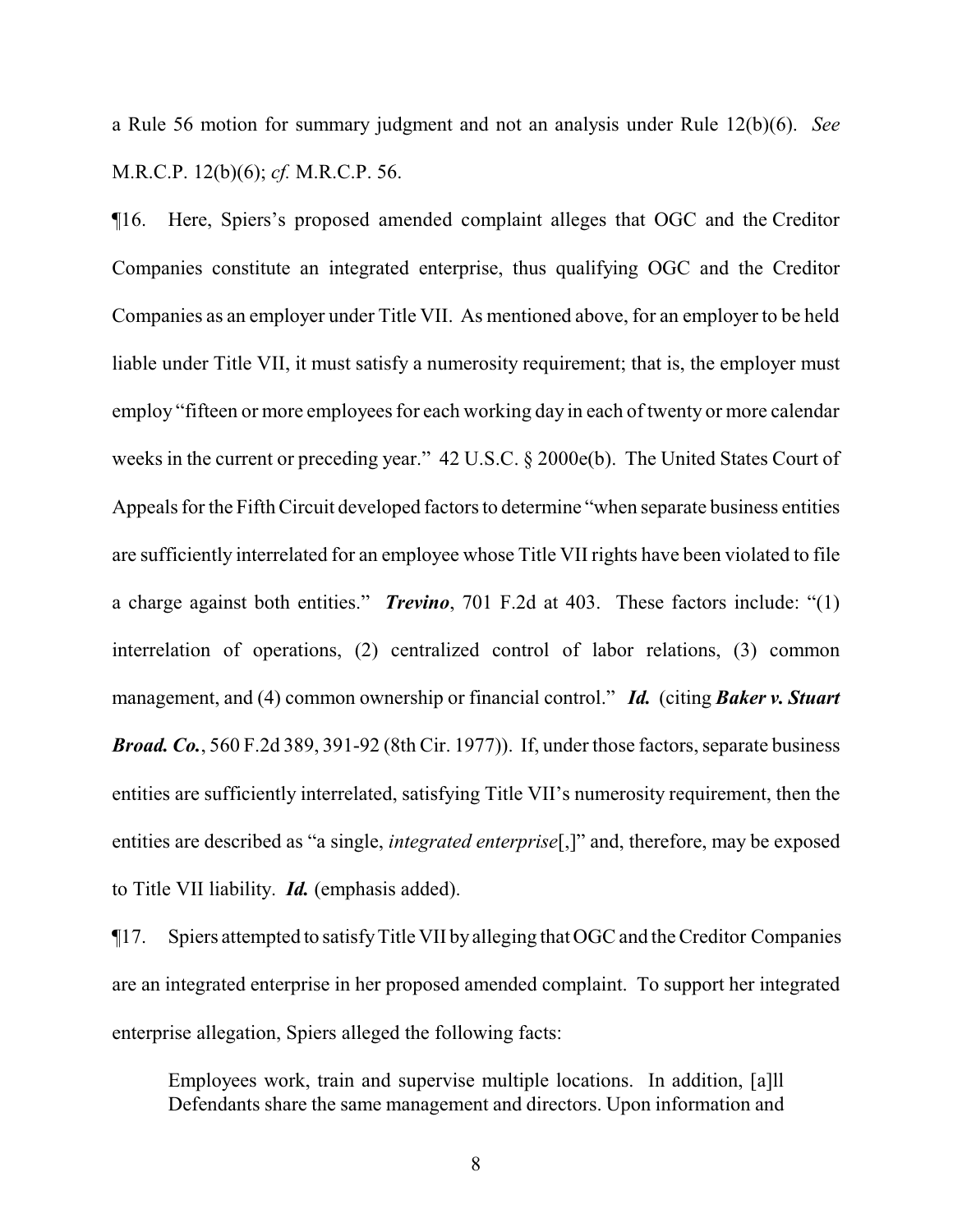a Rule 56 motion for summary judgment and not an analysis under Rule 12(b)(6). *See* M.R.C.P. 12(b)(6); *cf.* M.R.C.P. 56.

¶16. Here, Spiers's proposed amended complaint alleges that OGC and the Creditor Companies constitute an integrated enterprise, thus qualifying OGC and the Creditor Companies as an employer under Title VII. As mentioned above, for an employer to be held liable under Title VII, it must satisfy a numerosity requirement; that is, the employer must employ "fifteen or more employees for each working day in each of twenty or more calendar weeks in the current or preceding year." 42 U.S.C. § 2000e(b). The United States Court of Appeals for the Fifth Circuit developed factors to determine "when separate business entities are sufficiently interrelated for an employee whose Title VII rights have been violated to file a charge against both entities." ***Trevino***, 701 F.2d at 403. These factors include: "(1) interrelation of operations, (2) centralized control of labor relations, (3) common management, and (4) common ownership or financial control." ***Id.*** (citing ***Baker v. Stuart Broad. Co.***, 560 F.2d 389, 391-92 (8th Cir. 1977)). If, under those factors, separate business entities are sufficiently interrelated, satisfying Title VII's numerosity requirement, then the entities are described as "a single, *integrated enterprise*[,]" and, therefore, may be exposed to Title VII liability. ***Id.*** (emphasis added).

¶17. Spiers attempted to satisfy Title VII by alleging that OGC and the Creditor Companies are an integrated enterprise in her proposed amended complaint. To support her integrated enterprise allegation, Spiers alleged the following facts:

> Employees work, train and supervise multiple locations. In addition, [a]ll Defendants share the same management and directors. Upon information and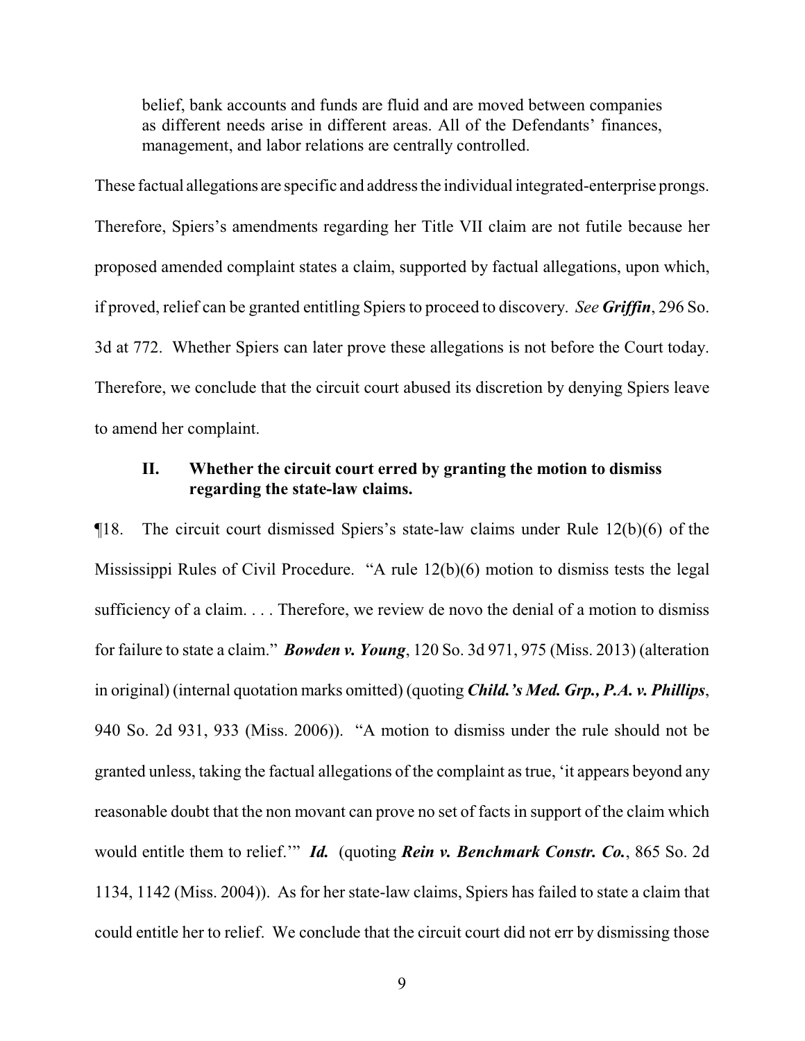> belief, bank accounts and funds are fluid and are moved between companies as different needs arise in different areas. All of the Defendants' finances, management, and labor relations are centrally controlled.

These factual allegations are specific and address the individual integrated-enterprise prongs. Therefore, Spiers's amendments regarding her Title VII claim are not futile because her proposed amended complaint states a claim, supported by factual allegations, upon which, if proved, relief can be granted entitling Spiers to proceed to discovery. *See* ***Griffin***, 296 So. 3d at 772. Whether Spiers can later prove these allegations is not before the Court today. Therefore, we conclude that the circuit court abused its discretion by denying Spiers leave to amend her complaint.

### II. Whether the circuit court erred by granting the motion to dismiss regarding the state-law claims.

¶18. The circuit court dismissed Spiers's state-law claims under Rule 12(b)(6) of the Mississippi Rules of Civil Procedure. "A rule 12(b)(6) motion to dismiss tests the legal sufficiency of a claim. . . . Therefore, we review de novo the denial of a motion to dismiss for failure to state a claim." ***Bowden v. Young***, 120 So. 3d 971, 975 (Miss. 2013) (alteration in original) (internal quotation marks omitted) (quoting ***Child.'s Med. Grp., P.A. v. Phillips***, 940 So. 2d 931, 933 (Miss. 2006)). "A motion to dismiss under the rule should not be granted unless, taking the factual allegations of the complaint as true, 'it appears beyond any reasonable doubt that the non movant can prove no set of facts in support of the claim which would entitle them to relief.'" ***Id.*** (quoting ***Rein v. Benchmark Constr. Co.***, 865 So. 2d 1134, 1142 (Miss. 2004)). As for her state-law claims, Spiers has failed to state a claim that could entitle her to relief. We conclude that the circuit court did not err by dismissing those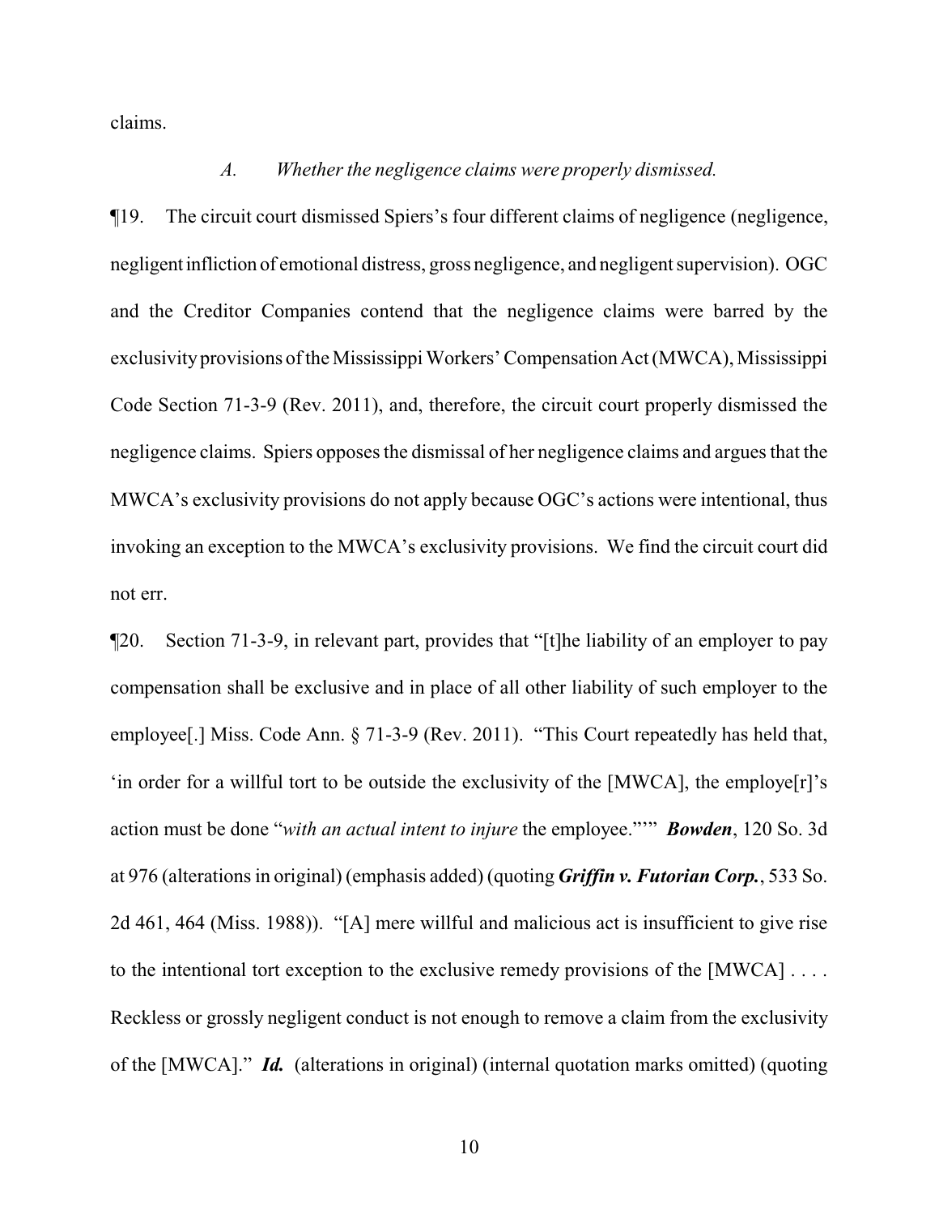claims.

*A. Whether the negligence claims were properly dismissed.*

¶19. The circuit court dismissed Spiers's four different claims of negligence (negligence, negligent infliction of emotional distress, gross negligence, and negligent supervision). OGC and the Creditor Companies contend that the negligence claims were barred by the exclusivity provisions of the Mississippi Workers' Compensation Act (MWCA), Mississippi Code Section 71-3-9 (Rev. 2011), and, therefore, the circuit court properly dismissed the negligence claims. Spiers opposes the dismissal of her negligence claims and argues that the MWCA's exclusivity provisions do not apply because OGC's actions were intentional, thus invoking an exception to the MWCA's exclusivity provisions. We find the circuit court did not err.

¶20. Section 71-3-9, in relevant part, provides that "[t]he liability of an employer to pay compensation shall be exclusive and in place of all other liability of such employer to the employee[.] Miss. Code Ann. § 71-3-9 (Rev. 2011). "This Court repeatedly has held that, 'in order for a willful tort to be outside the exclusivity of the [MWCA], the employe[r]'s action must be done "*with an actual intent to injure* the employee."'" ***Bowden***, 120 So. 3d at 976 (alterations in original) (emphasis added) (quoting ***Griffin v. Futorian Corp.***, 533 So. 2d 461, 464 (Miss. 1988)). "[A] mere willful and malicious act is insufficient to give rise to the intentional tort exception to the exclusive remedy provisions of the [MWCA] . . . . Reckless or grossly negligent conduct is not enough to remove a claim from the exclusivity of the [MWCA]." ***Id.*** (alterations in original) (internal quotation marks omitted) (quoting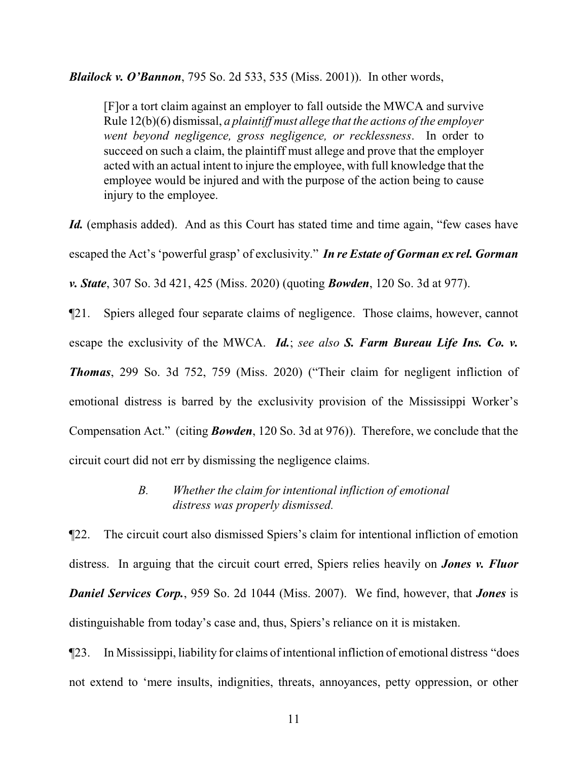***Blailock v. O'Bannon***, 795 So. 2d 533, 535 (Miss. 2001)). In other words,

> [F]or a tort claim against an employer to fall outside the MWCA and survive Rule 12(b)(6) dismissal, *a plaintiff must allege that the actions of the employer went beyond negligence, gross negligence, or recklessness*. In order to succeed on such a claim, the plaintiff must allege and prove that the employer acted with an actual intent to injure the employee, with full knowledge that the employee would be injured and with the purpose of the action being to cause injury to the employee.

***Id.*** (emphasis added). And as this Court has stated time and time again, "few cases have escaped the Act's 'powerful grasp' of exclusivity." ***In re Estate of Gorman ex rel. Gorman v. State***, 307 So. 3d 421, 425 (Miss. 2020) (quoting ***Bowden***, 120 So. 3d at 977).

¶21. Spiers alleged four separate claims of negligence. Those claims, however, cannot escape the exclusivity of the MWCA. ***Id.***; *see also* ***S. Farm Bureau Life Ins. Co. v. Thomas***, 299 So. 3d 752, 759 (Miss. 2020) ("Their claim for negligent infliction of emotional distress is barred by the exclusivity provision of the Mississippi Worker's Compensation Act." (citing ***Bowden***, 120 So. 3d at 976)). Therefore, we conclude that the circuit court did not err by dismissing the negligence claims.

*B. Whether the claim for intentional infliction of emotional distress was properly dismissed.*

¶22. The circuit court also dismissed Spiers's claim for intentional infliction of emotion distress. In arguing that the circuit court erred, Spiers relies heavily on ***Jones v. Fluor Daniel Services Corp.***, 959 So. 2d 1044 (Miss. 2007). We find, however, that ***Jones*** is distinguishable from today's case and, thus, Spiers's reliance on it is mistaken.

¶23. In Mississippi, liability for claims of intentional infliction of emotional distress "does not extend to 'mere insults, indignities, threats, annoyances, petty oppression, or other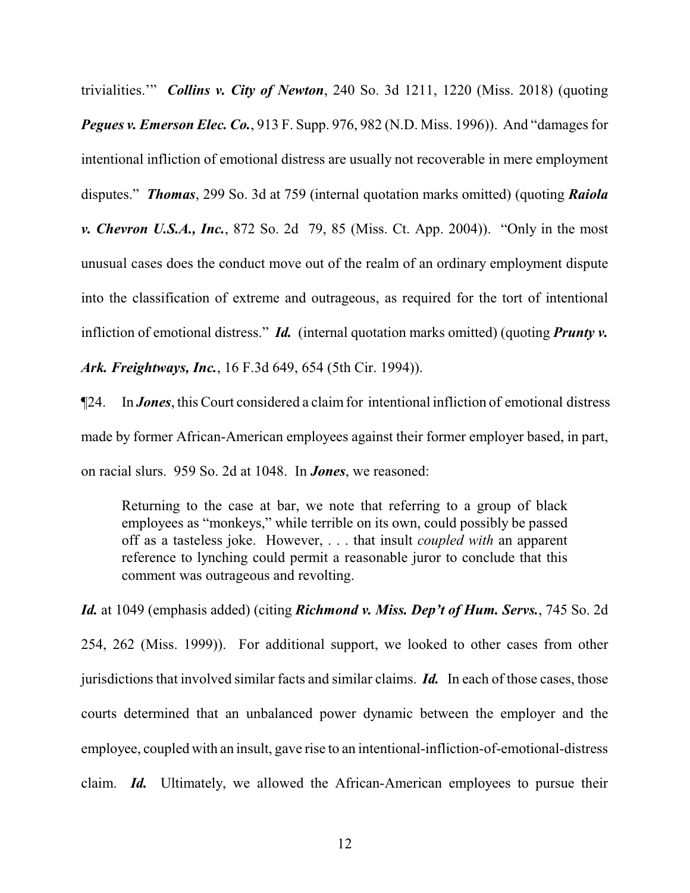trivialities.'" ***Collins v. City of Newton***, 240 So. 3d 1211, 1220 (Miss. 2018) (quoting ***Pegues v. Emerson Elec. Co.***, 913 F. Supp. 976, 982 (N.D. Miss. 1996)). And "damages for intentional infliction of emotional distress are usually not recoverable in mere employment disputes." ***Thomas***, 299 So. 3d at 759 (internal quotation marks omitted) (quoting ***Raiola v. Chevron U.S.A., Inc.***, 872 So. 2d 79, 85 (Miss. Ct. App. 2004)). "Only in the most unusual cases does the conduct move out of the realm of an ordinary employment dispute into the classification of extreme and outrageous, as required for the tort of intentional infliction of emotional distress." ***Id.*** (internal quotation marks omitted) (quoting ***Prunty v. Ark. Freightways, Inc.***, 16 F.3d 649, 654 (5th Cir. 1994)).

¶24. In ***Jones***, this Court considered a claim for intentional infliction of emotional distress made by former African-American employees against their former employer based, in part, on racial slurs. 959 So. 2d at 1048. In ***Jones***, we reasoned:

> Returning to the case at bar, we note that referring to a group of black employees as "monkeys," while terrible on its own, could possibly be passed off as a tasteless joke. However, . . . that insult *coupled with* an apparent reference to lynching could permit a reasonable juror to conclude that this comment was outrageous and revolting.

***Id.*** at 1049 (emphasis added) (citing ***Richmond v. Miss. Dep't of Hum. Servs.***, 745 So. 2d 254, 262 (Miss. 1999)). For additional support, we looked to other cases from other jurisdictions that involved similar facts and similar claims. ***Id.*** In each of those cases, those courts determined that an unbalanced power dynamic between the employer and the employee, coupled with an insult, gave rise to an intentional-infliction-of-emotional-distress claim. ***Id.*** Ultimately, we allowed the African-American employees to pursue their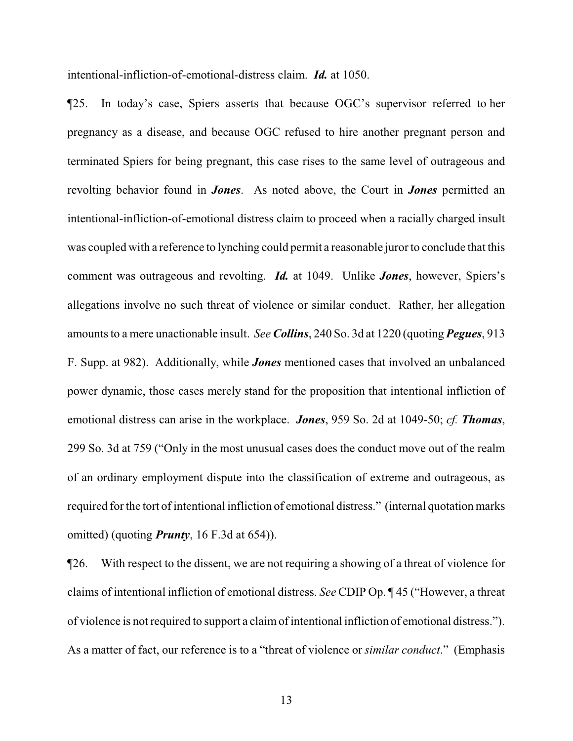intentional-infliction-of-emotional-distress claim. ***Id.*** at 1050.

¶25. In today's case, Spiers asserts that because OGC's supervisor referred to her pregnancy as a disease, and because OGC refused to hire another pregnant person and terminated Spiers for being pregnant, this case rises to the same level of outrageous and revolting behavior found in ***Jones***. As noted above, the Court in ***Jones*** permitted an intentional-infliction-of-emotional distress claim to proceed when a racially charged insult was coupled with a reference to lynching could permit a reasonable juror to conclude that this comment was outrageous and revolting. ***Id.*** at 1049. Unlike ***Jones***, however, Spiers's allegations involve no such threat of violence or similar conduct. Rather, her allegation amounts to a mere unactionable insult. *See* ***Collins***, 240 So. 3d at 1220 (quoting ***Pegues***, 913 F. Supp. at 982). Additionally, while ***Jones*** mentioned cases that involved an unbalanced power dynamic, those cases merely stand for the proposition that intentional infliction of emotional distress can arise in the workplace. ***Jones***, 959 So. 2d at 1049-50; *cf.* ***Thomas***, 299 So. 3d at 759 ("Only in the most unusual cases does the conduct move out of the realm of an ordinary employment dispute into the classification of extreme and outrageous, as required for the tort of intentional infliction of emotional distress." (internal quotation marks omitted) (quoting ***Prunty***, 16 F.3d at 654)).

¶26. With respect to the dissent, we are not requiring a showing of a threat of violence for claims of intentional infliction of emotional distress. *See* CDIP Op. ¶ 45 ("However, a threat of violence is not required to support a claim of intentional infliction of emotional distress."). As a matter of fact, our reference is to a "threat of violence or *similar conduct*." (Emphasis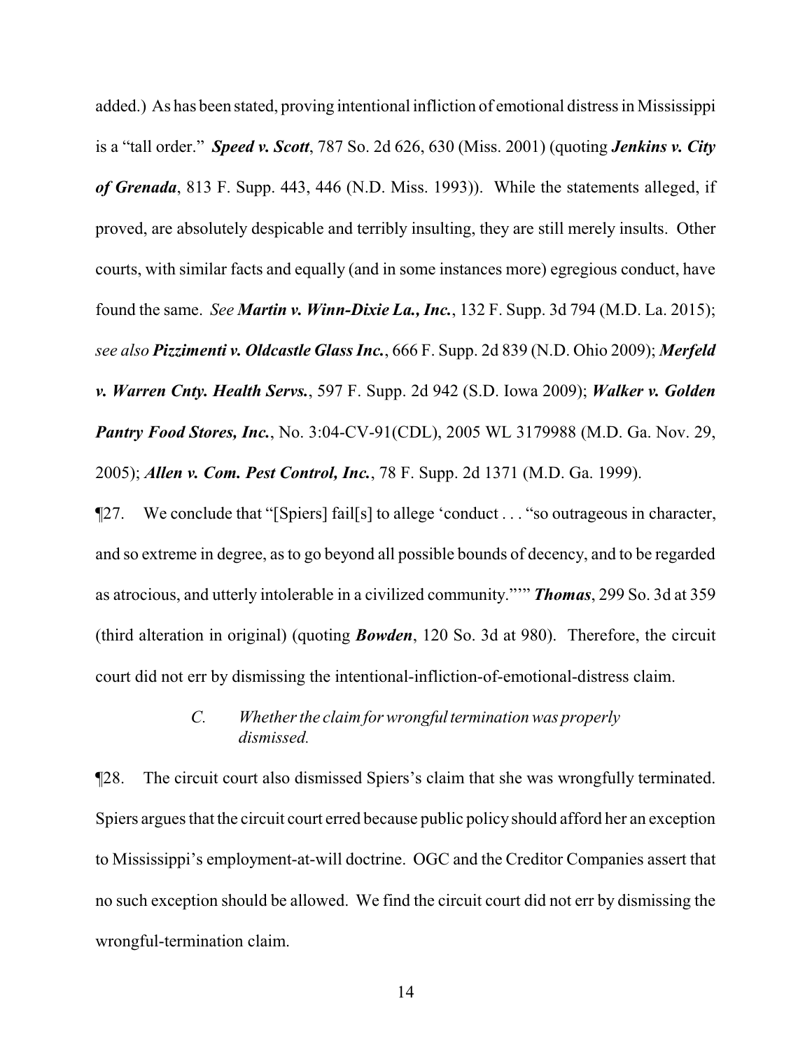added.) As has been stated, proving intentional infliction of emotional distress in Mississippi is a "tall order." ***Speed v. Scott***, 787 So. 2d 626, 630 (Miss. 2001) (quoting ***Jenkins v. City of Grenada***, 813 F. Supp. 443, 446 (N.D. Miss. 1993)). While the statements alleged, if proved, are absolutely despicable and terribly insulting, they are still merely insults. Other courts, with similar facts and equally (and in some instances more) egregious conduct, have found the same. *See* ***Martin v. Winn-Dixie La., Inc.***, 132 F. Supp. 3d 794 (M.D. La. 2015); *see also* ***Pizzimenti v. Oldcastle Glass Inc.***, 666 F. Supp. 2d 839 (N.D. Ohio 2009); ***Merfeld v. Warren Cnty. Health Servs.***, 597 F. Supp. 2d 942 (S.D. Iowa 2009); ***Walker v. Golden Pantry Food Stores, Inc.***, No. 3:04-CV-91(CDL), 2005 WL 3179988 (M.D. Ga. Nov. 29, 2005); ***Allen v. Com. Pest Control, Inc.***, 78 F. Supp. 2d 1371 (M.D. Ga. 1999).

¶27. We conclude that "[Spiers] fail[s] to allege 'conduct . . . "so outrageous in character, and so extreme in degree, as to go beyond all possible bounds of decency, and to be regarded as atrocious, and utterly intolerable in a civilized community."'" ***Thomas***, 299 So. 3d at 359 (third alteration in original) (quoting ***Bowden***, 120 So. 3d at 980). Therefore, the circuit court did not err by dismissing the intentional-infliction-of-emotional-distress claim.

### *C. Whether the claim for wrongful termination was properly dismissed.*

¶28. The circuit court also dismissed Spiers's claim that she was wrongfully terminated. Spiers argues that the circuit court erred because public policy should afford her an exception to Mississippi's employment-at-will doctrine. OGC and the Creditor Companies assert that no such exception should be allowed. We find the circuit court did not err by dismissing the wrongful-termination claim.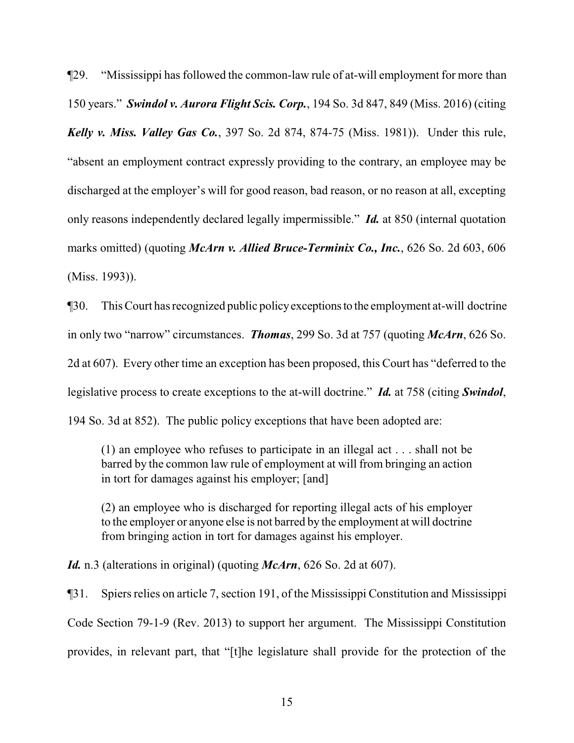¶29. "Mississippi has followed the common-law rule of at-will employment for more than 150 years." ***Swindol v. Aurora Flight Scis. Corp.***, 194 So. 3d 847, 849 (Miss. 2016) (citing ***Kelly v. Miss. Valley Gas Co.***, 397 So. 2d 874, 874-75 (Miss. 1981)). Under this rule, "absent an employment contract expressly providing to the contrary, an employee may be discharged at the employer's will for good reason, bad reason, or no reason at all, excepting only reasons independently declared legally impermissible." ***Id.*** at 850 (internal quotation marks omitted) (quoting ***McArn v. Allied Bruce-Terminix Co., Inc.***, 626 So. 2d 603, 606 (Miss. 1993)).

¶30. This Court has recognized public policy exceptions to the employment at-will doctrine in only two "narrow" circumstances. ***Thomas***, 299 So. 3d at 757 (quoting ***McArn***, 626 So. 2d at 607). Every other time an exception has been proposed, this Court has "deferred to the legislative process to create exceptions to the at-will doctrine." ***Id.*** at 758 (citing ***Swindol***, 194 So. 3d at 852). The public policy exceptions that have been adopted are:

> (1) an employee who refuses to participate in an illegal act . . . shall not be barred by the common law rule of employment at will from bringing an action in tort for damages against his employer; [and]
>
> (2) an employee who is discharged for reporting illegal acts of his employer to the employer or anyone else is not barred by the employment at will doctrine from bringing action in tort for damages against his employer.

***Id.*** n.3 (alterations in original) (quoting ***McArn***, 626 So. 2d at 607).

¶31. Spiers relies on article 7, section 191, of the Mississippi Constitution and Mississippi Code Section 79-1-9 (Rev. 2013) to support her argument. The Mississippi Constitution provides, in relevant part, that "[t]he legislature shall provide for the protection of the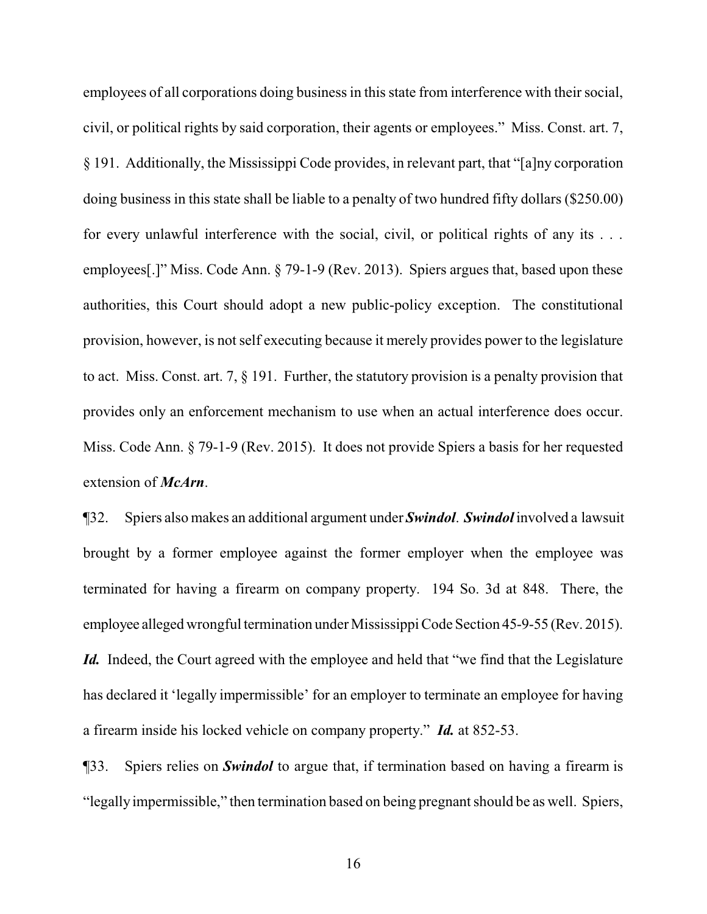employees of all corporations doing business in this state from interference with their social, civil, or political rights by said corporation, their agents or employees." Miss. Const. art. 7, § 191. Additionally, the Mississippi Code provides, in relevant part, that "[a]ny corporation doing business in this state shall be liable to a penalty of two hundred fifty dollars ($250.00) for every unlawful interference with the social, civil, or political rights of any its . . . employees[.]" Miss. Code Ann. § 79-1-9 (Rev. 2013). Spiers argues that, based upon these authorities, this Court should adopt a new public-policy exception. The constitutional provision, however, is not self executing because it merely provides power to the legislature to act. Miss. Const. art. 7, § 191. Further, the statutory provision is a penalty provision that provides only an enforcement mechanism to use when an actual interference does occur. Miss. Code Ann. § 79-1-9 (Rev. 2015). It does not provide Spiers a basis for her requested extension of ***McArn***.

¶32. Spiers also makes an additional argument under ***Swindol***. ***Swindol*** involved a lawsuit brought by a former employee against the former employer when the employee was terminated for having a firearm on company property. 194 So. 3d at 848. There, the employee alleged wrongful termination under Mississippi Code Section 45-9-55 (Rev. 2015). ***Id.*** Indeed, the Court agreed with the employee and held that "we find that the Legislature has declared it 'legally impermissible' for an employer to terminate an employee for having a firearm inside his locked vehicle on company property." ***Id.*** at 852-53.

¶33. Spiers relies on ***Swindol*** to argue that, if termination based on having a firearm is "legally impermissible," then termination based on being pregnant should be as well. Spiers,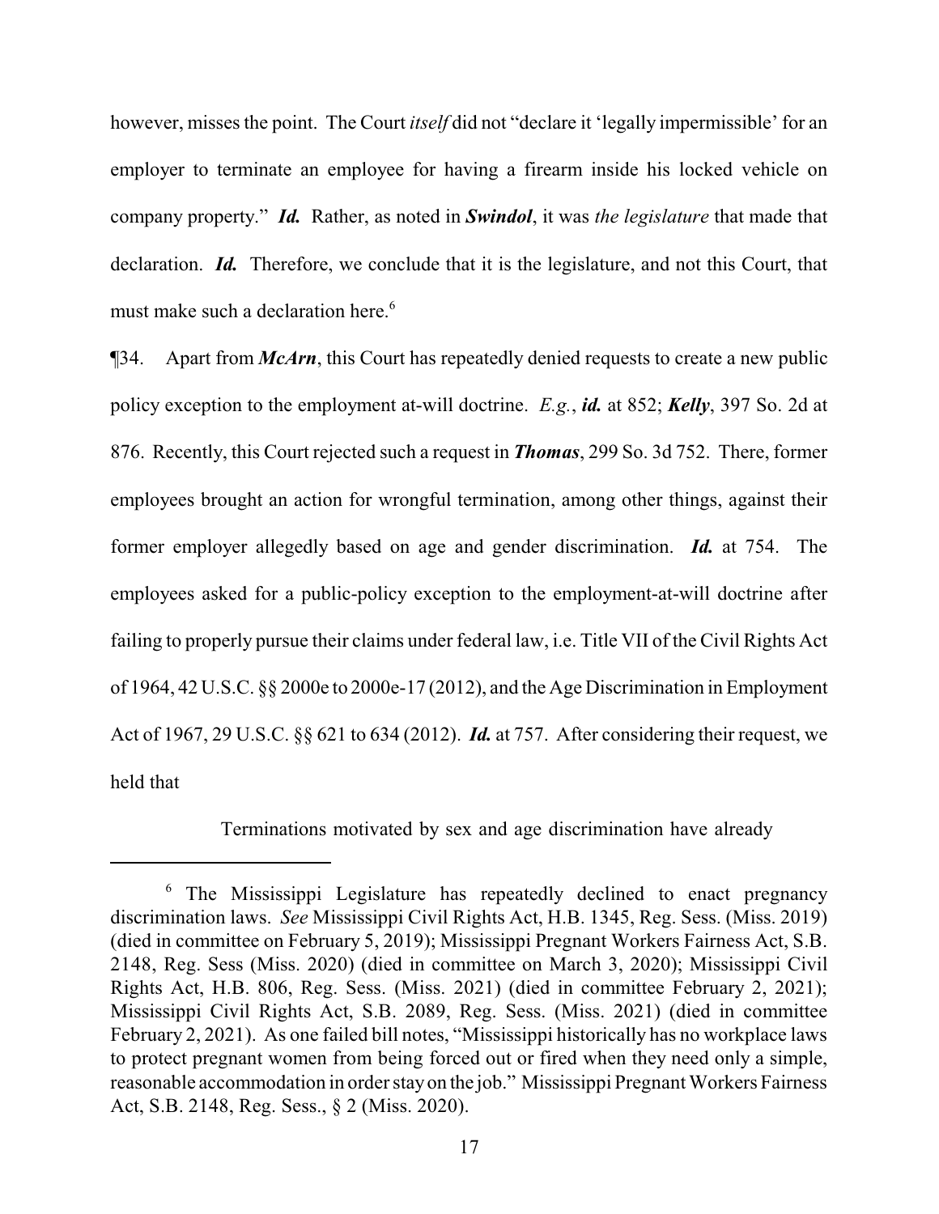however, misses the point. The Court *itself* did not "declare it 'legally impermissible' for an employer to terminate an employee for having a firearm inside his locked vehicle on company property." ***Id.*** Rather, as noted in ***Swindol***, it was *the legislature* that made that declaration. ***Id.*** Therefore, we conclude that it is the legislature, and not this Court, that must make such a declaration here.[6]

¶34. Apart from ***McArn***, this Court has repeatedly denied requests to create a new public policy exception to the employment at-will doctrine. *E.g.*, ***id.*** at 852; ***Kelly***, 397 So. 2d at 876. Recently, this Court rejected such a request in ***Thomas***, 299 So. 3d 752. There, former employees brought an action for wrongful termination, among other things, against their former employer allegedly based on age and gender discrimination. ***Id.*** at 754. The employees asked for a public-policy exception to the employment-at-will doctrine after failing to properly pursue their claims under federal law, i.e. Title VII of the Civil Rights Act of 1964, 42 U.S.C. §§ 2000e to 2000e-17 (2012), and the Age Discrimination in Employment Act of 1967, 29 U.S.C. §§ 621 to 634 (2012). ***Id.*** at 757. After considering their request, we held that

> Terminations motivated by sex and age discrimination have already

---

[6] The Mississippi Legislature has repeatedly declined to enact pregnancy discrimination laws. *See* Mississippi Civil Rights Act, H.B. 1345, Reg. Sess. (Miss. 2019) (died in committee on February 5, 2019); Mississippi Pregnant Workers Fairness Act, S.B. 2148, Reg. Sess (Miss. 2020) (died in committee on March 3, 2020); Mississippi Civil Rights Act, H.B. 806, Reg. Sess. (Miss. 2021) (died in committee February 2, 2021); Mississippi Civil Rights Act, S.B. 2089, Reg. Sess. (Miss. 2021) (died in committee February 2, 2021). As one failed bill notes, "Mississippi historically has no workplace laws to protect pregnant women from being forced out or fired when they need only a simple, reasonable accommodation in order stay on the job." Mississippi Pregnant Workers Fairness Act, S.B. 2148, Reg. Sess., § 2 (Miss. 2020).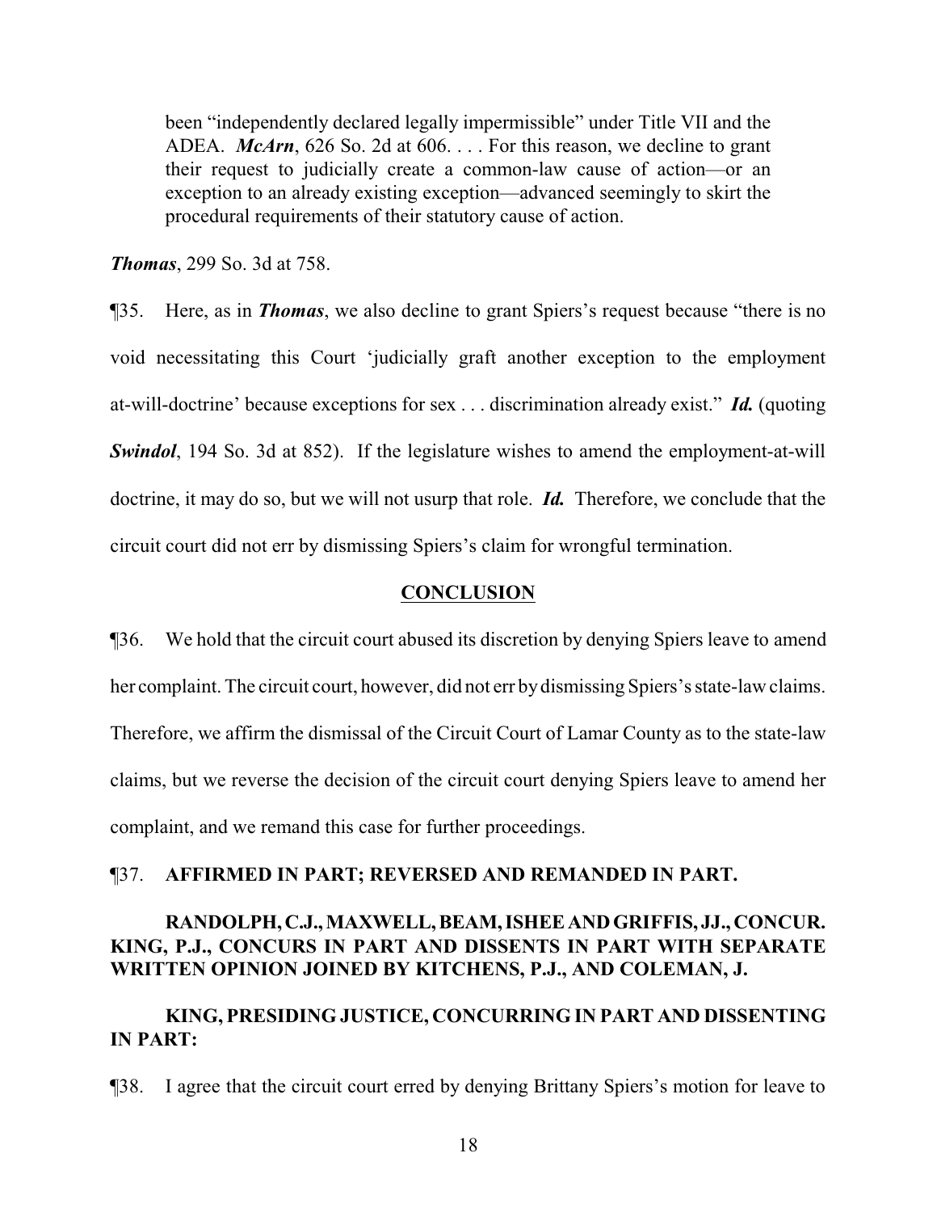> been "independently declared legally impermissible" under Title VII and the ADEA. ***McArn***, 626 So. 2d at 606. . . . For this reason, we decline to grant their request to judicially create a common-law cause of action—or an exception to an already existing exception—advanced seemingly to skirt the procedural requirements of their statutory cause of action.

***Thomas***, 299 So. 3d at 758.

¶35. Here, as in ***Thomas***, we also decline to grant Spiers's request because "there is no void necessitating this Court 'judicially graft another exception to the employment at-will-doctrine' because exceptions for sex . . . discrimination already exist." ***Id.*** (quoting ***Swindol***, 194 So. 3d at 852). If the legislature wishes to amend the employment-at-will doctrine, it may do so, but we will not usurp that role. ***Id.*** Therefore, we conclude that the circuit court did not err by dismissing Spiers's claim for wrongful termination.

## CONCLUSION

¶36. We hold that the circuit court abused its discretion by denying Spiers leave to amend her complaint. The circuit court, however, did not err by dismissing Spiers's state-law claims. Therefore, we affirm the dismissal of the Circuit Court of Lamar County as to the state-law claims, but we reverse the decision of the circuit court denying Spiers leave to amend her complaint, and we remand this case for further proceedings.

¶37. **AFFIRMED IN PART; REVERSED AND REMANDED IN PART.**

**RANDOLPH, C.J., MAXWELL, BEAM, ISHEE AND GRIFFIS, JJ., CONCUR. KING, P.J., CONCURS IN PART AND DISSENTS IN PART WITH SEPARATE WRITTEN OPINION JOINED BY KITCHENS, P.J., AND COLEMAN, J.**

**KING, PRESIDING JUSTICE, CONCURRING IN PART AND DISSENTING IN PART:**

¶38. I agree that the circuit court erred by denying Brittany Spiers's motion for leave to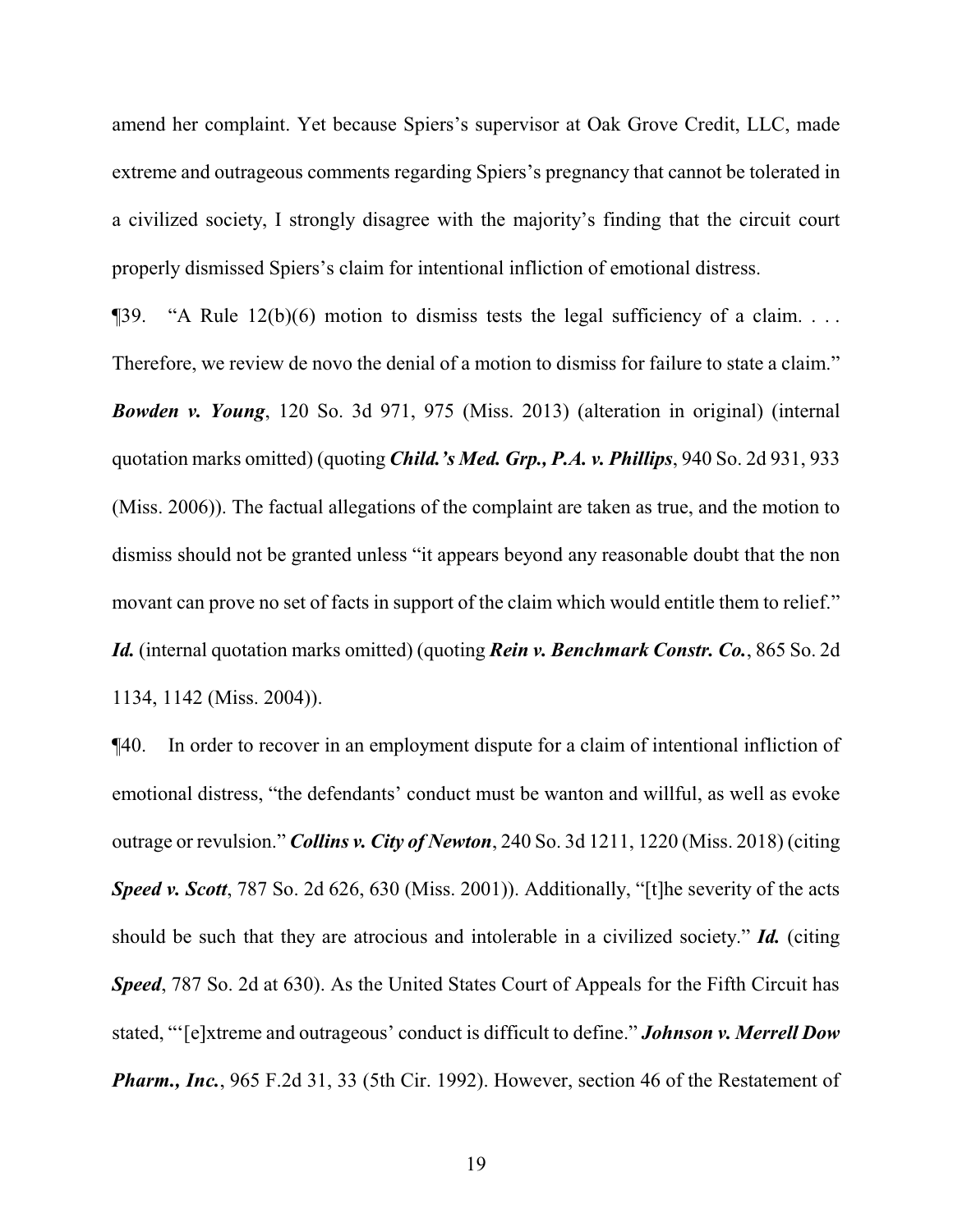amend her complaint. Yet because Spiers's supervisor at Oak Grove Credit, LLC, made extreme and outrageous comments regarding Spiers's pregnancy that cannot be tolerated in a civilized society, I strongly disagree with the majority's finding that the circuit court properly dismissed Spiers's claim for intentional infliction of emotional distress.

¶39. "A Rule 12(b)(6) motion to dismiss tests the legal sufficiency of a claim. . . . Therefore, we review de novo the denial of a motion to dismiss for failure to state a claim." ***Bowden v. Young***, 120 So. 3d 971, 975 (Miss. 2013) (alteration in original) (internal quotation marks omitted) (quoting ***Child.'s Med. Grp., P.A. v. Phillips***, 940 So. 2d 931, 933 (Miss. 2006)). The factual allegations of the complaint are taken as true, and the motion to dismiss should not be granted unless "it appears beyond any reasonable doubt that the non movant can prove no set of facts in support of the claim which would entitle them to relief." ***Id.*** (internal quotation marks omitted) (quoting ***Rein v. Benchmark Constr. Co.***, 865 So. 2d 1134, 1142 (Miss. 2004)).

¶40. In order to recover in an employment dispute for a claim of intentional infliction of emotional distress, "the defendants' conduct must be wanton and willful, as well as evoke outrage or revulsion." ***Collins v. City of Newton***, 240 So. 3d 1211, 1220 (Miss. 2018) (citing ***Speed v. Scott***, 787 So. 2d 626, 630 (Miss. 2001)). Additionally, "[t]he severity of the acts should be such that they are atrocious and intolerable in a civilized society." ***Id.*** (citing ***Speed***, 787 So. 2d at 630). As the United States Court of Appeals for the Fifth Circuit has stated, "'[e]xtreme and outrageous' conduct is difficult to define." ***Johnson v. Merrell Dow Pharm., Inc.***, 965 F.2d 31, 33 (5th Cir. 1992). However, section 46 of the Restatement of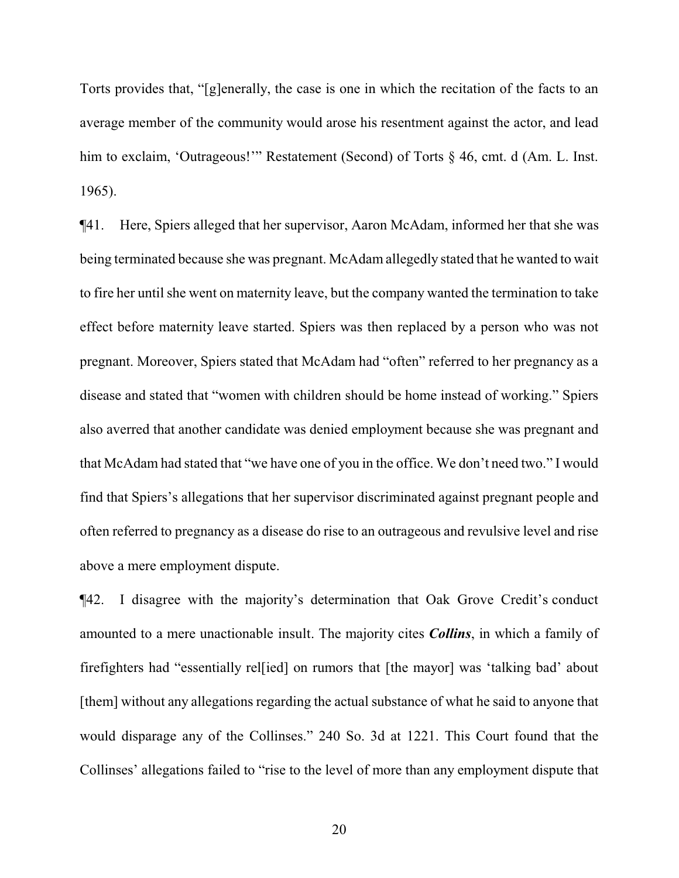Torts provides that, "[g]enerally, the case is one in which the recitation of the facts to an average member of the community would arose his resentment against the actor, and lead him to exclaim, 'Outrageous!'" Restatement (Second) of Torts § 46, cmt. d (Am. L. Inst. 1965).

¶41. Here, Spiers alleged that her supervisor, Aaron McAdam, informed her that she was being terminated because she was pregnant. McAdam allegedly stated that he wanted to wait to fire her until she went on maternity leave, but the company wanted the termination to take effect before maternity leave started. Spiers was then replaced by a person who was not pregnant. Moreover, Spiers stated that McAdam had "often" referred to her pregnancy as a disease and stated that "women with children should be home instead of working." Spiers also averred that another candidate was denied employment because she was pregnant and that McAdam had stated that "we have one of you in the office. We don't need two." I would find that Spiers's allegations that her supervisor discriminated against pregnant people and often referred to pregnancy as a disease do rise to an outrageous and revulsive level and rise above a mere employment dispute.

¶42. I disagree with the majority's determination that Oak Grove Credit's conduct amounted to a mere unactionable insult. The majority cites ***Collins***, in which a family of firefighters had "essentially rel[ied] on rumors that [the mayor] was 'talking bad' about [them] without any allegations regarding the actual substance of what he said to anyone that would disparage any of the Collinses." 240 So. 3d at 1221. This Court found that the Collinses' allegations failed to "rise to the level of more than any employment dispute that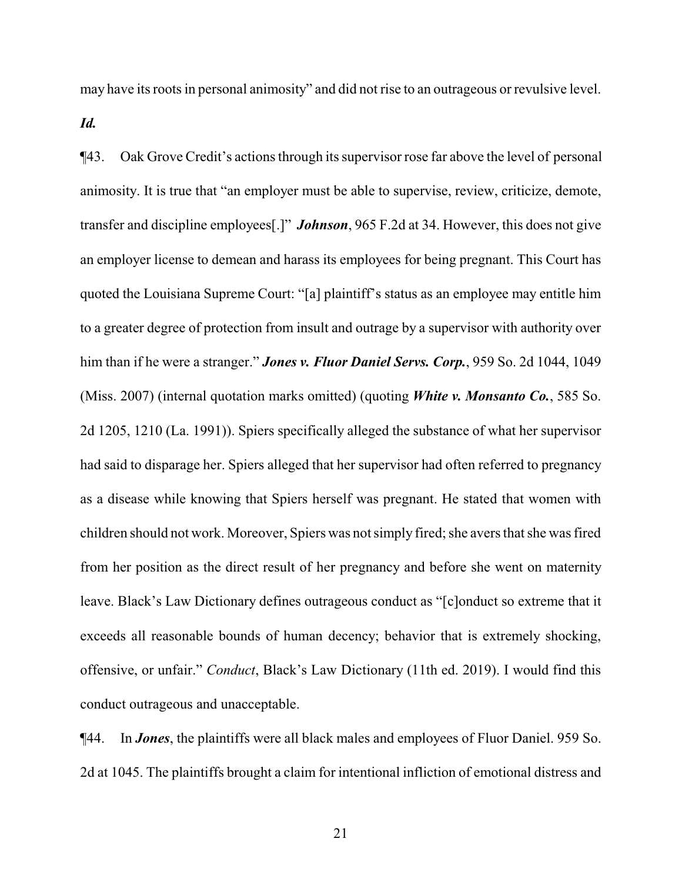may have its roots in personal animosity" and did not rise to an outrageous or revulsive level. ***Id.***

¶43. Oak Grove Credit's actions through its supervisor rose far above the level of personal animosity. It is true that "an employer must be able to supervise, review, criticize, demote, transfer and discipline employees[.]" ***Johnson***, 965 F.2d at 34. However, this does not give an employer license to demean and harass its employees for being pregnant. This Court has quoted the Louisiana Supreme Court: "[a] plaintiff's status as an employee may entitle him to a greater degree of protection from insult and outrage by a supervisor with authority over him than if he were a stranger." ***Jones v. Fluor Daniel Servs. Corp.***, 959 So. 2d 1044, 1049 (Miss. 2007) (internal quotation marks omitted) (quoting ***White v. Monsanto Co.***, 585 So. 2d 1205, 1210 (La. 1991)). Spiers specifically alleged the substance of what her supervisor had said to disparage her. Spiers alleged that her supervisor had often referred to pregnancy as a disease while knowing that Spiers herself was pregnant. He stated that women with children should not work. Moreover, Spiers was not simply fired; she avers that she was fired from her position as the direct result of her pregnancy and before she went on maternity leave. Black's Law Dictionary defines outrageous conduct as "[c]onduct so extreme that it exceeds all reasonable bounds of human decency; behavior that is extremely shocking, offensive, or unfair." *Conduct*, Black's Law Dictionary (11th ed. 2019). I would find this conduct outrageous and unacceptable.

¶44. In ***Jones***, the plaintiffs were all black males and employees of Fluor Daniel. 959 So. 2d at 1045. The plaintiffs brought a claim for intentional infliction of emotional distress and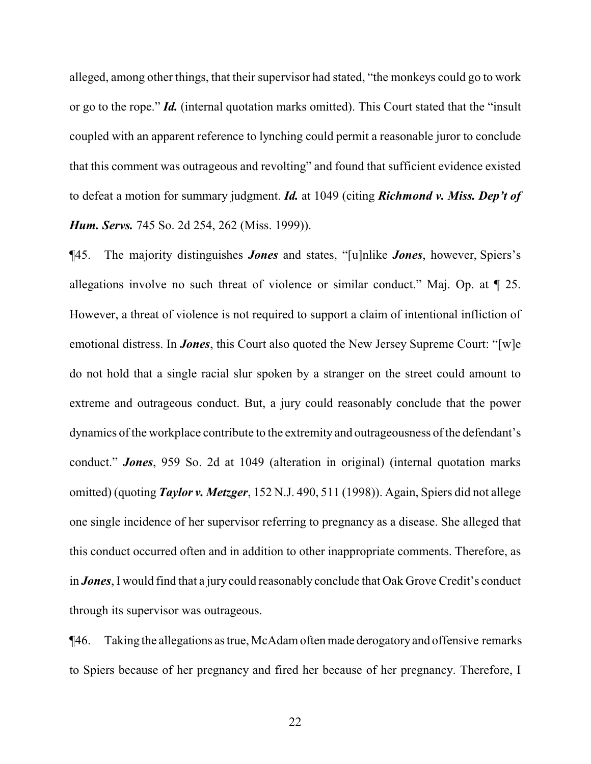alleged, among other things, that their supervisor had stated, "the monkeys could go to work or go to the rope." ***Id.*** (internal quotation marks omitted). This Court stated that the "insult coupled with an apparent reference to lynching could permit a reasonable juror to conclude that this comment was outrageous and revolting" and found that sufficient evidence existed to defeat a motion for summary judgment. ***Id.*** at 1049 (citing ***Richmond v. Miss. Dep't of Hum. Servs.*** 745 So. 2d 254, 262 (Miss. 1999)).

¶45. The majority distinguishes ***Jones*** and states, "[u]nlike ***Jones***, however, Spiers's allegations involve no such threat of violence or similar conduct." Maj. Op. at ¶ 25. However, a threat of violence is not required to support a claim of intentional infliction of emotional distress. In ***Jones***, this Court also quoted the New Jersey Supreme Court: "[w]e do not hold that a single racial slur spoken by a stranger on the street could amount to extreme and outrageous conduct. But, a jury could reasonably conclude that the power dynamics of the workplace contribute to the extremity and outrageousness of the defendant's conduct." ***Jones***, 959 So. 2d at 1049 (alteration in original) (internal quotation marks omitted) (quoting ***Taylor v. Metzger***, 152 N.J. 490, 511 (1998)). Again, Spiers did not allege one single incidence of her supervisor referring to pregnancy as a disease. She alleged that this conduct occurred often and in addition to other inappropriate comments. Therefore, as in ***Jones***, I would find that a jury could reasonably conclude that Oak Grove Credit's conduct through its supervisor was outrageous.

¶46. Taking the allegations as true, McAdam often made derogatory and offensive remarks to Spiers because of her pregnancy and fired her because of her pregnancy. Therefore, I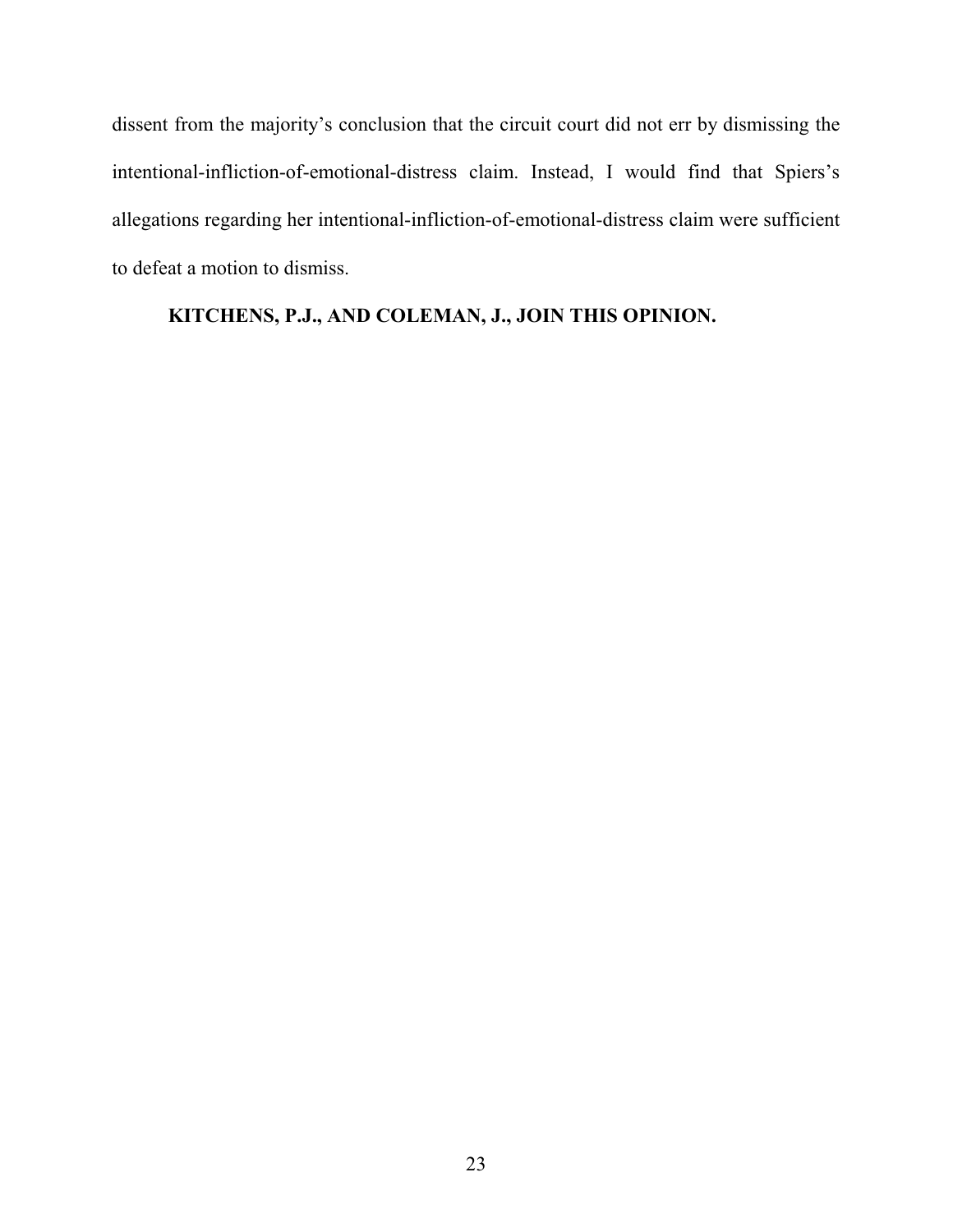dissent from the majority's conclusion that the circuit court did not err by dismissing the intentional-infliction-of-emotional-distress claim. Instead, I would find that Spiers's allegations regarding her intentional-infliction-of-emotional-distress claim were sufficient to defeat a motion to dismiss.

**KITCHENS, P.J., AND COLEMAN, J., JOIN THIS OPINION.**